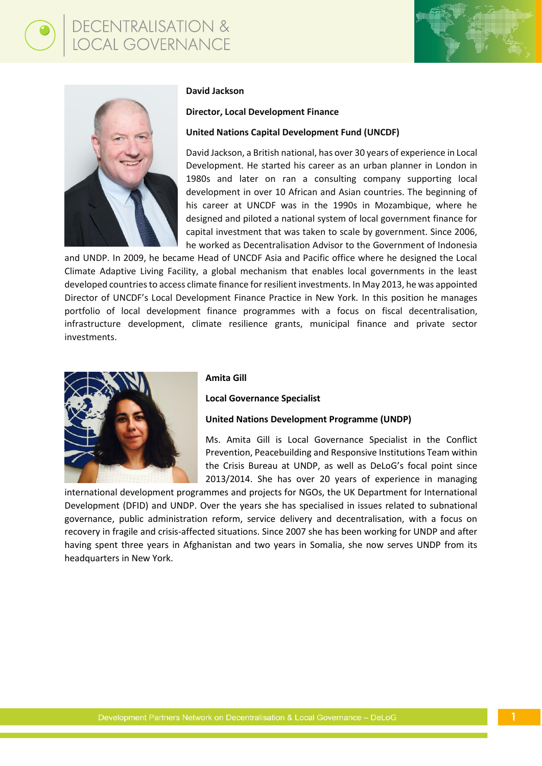**David Jackson**

**Director, Local Development Finance**

**United Nations Capital Development Fund (UNCDF)**

David Jackson, a British national, has over 30 years of experience in Local Development. He started his career as an urban planner in London in 1980s and later on ran a consulting company supporting local development in over 10 African and Asian countries. The beginning of his career at UNCDF was in the 1990s in Mozambique, where he designed and piloted a national system of local government finance for capital investment that was taken to scale by government. Since 2006, he worked as Decentralisation Advisor to the Government of Indonesia and UNDP. In 2009, he became Head of UNCDF Asia and Pacific office where he designed the Local Climate Adaptive Living Facility, a global mechanism that enables local governments in the least developed countries to access climate finance for resilient investments. In May 2013, he was appointed Director of UNCDF's Local Development Finance Practice in New York. In this position he manages portfolio of local development finance programmes with a focus on fiscal decentralisation, infrastructure development, climate resilience grants, municipal finance and private sector investments.

**Amita Gill**

**Local Governance Specialist**

**United Nations Development Programme (UNDP)**

Ms. Amita Gill is Local Governance Specialist in the Conflict Prevention, Peacebuilding and Responsive Institutions Team within the Crisis Bureau at UNDP, as well as DeLoG's focal point since 2013/2014. She has over 20 years of experience in managing international development programmes and projects for NGOs, the UK Department for International Development (DFID) and UNDP. Over the years she has specialised in issues related to subnational governance, public administration reform, service delivery and decentralisation, with a focus on recovery in fragile and crisis-affected situations. Since 2007 she has been working for UNDP and after having spent three years in Afghanistan and two years in Somalia, she now serves UNDP from its headquarters in New York.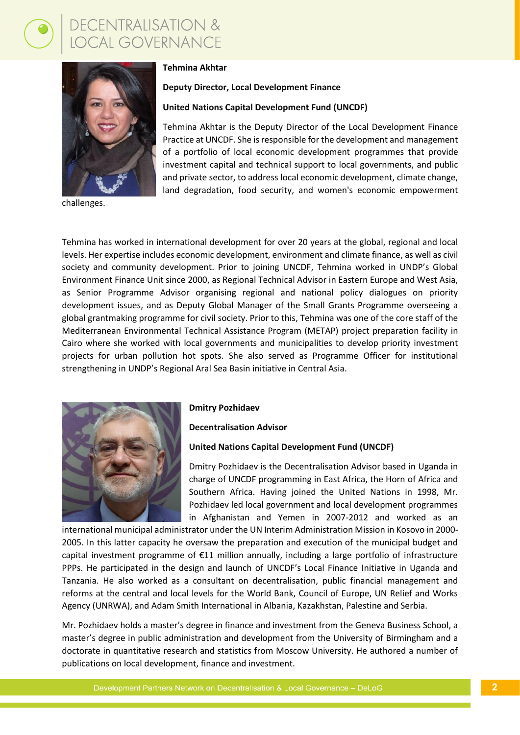**Tehmina Akhtar**

**Deputy Director, Local Development Finance**

**United Nations Capital Development Fund (UNCDF)**

Tehmina Akhtar is the Deputy Director of the Local Development Finance Practice at UNCDF. She is responsible for the development and management of a portfolio of local economic development programmes that provide investment capital and technical support to local governments, and public and private sector, to address local economic development, climate change, land degradation, food security, and women's economic empowerment challenges.

Tehmina has worked in international development for over 20 years at the global, regional and local levels. Her expertise includes economic development, environment and climate finance, as well as civil society and community development. Prior to joining UNCDF, Tehmina worked in UNDP's Global Environment Finance Unit since 2000, as Regional Technical Advisor in Eastern Europe and West Asia, as Senior Programme Advisor organising regional and national policy dialogues on priority development issues, and as Deputy Global Manager of the Small Grants Programme overseeing a global grantmaking programme for civil society. Prior to this, Tehmina was one of the core staff of the Mediterranean Environmental Technical Assistance Program (METAP) project preparation facility in Cairo where she worked with local governments and municipalities to develop priority investment projects for urban pollution hot spots. She also served as Programme Officer for institutional strengthening in UNDP's Regional Aral Sea Basin initiative in Central Asia.

**Dmitry Pozhidaev**

**Decentralisation Advisor**

**United Nations Capital Development Fund (UNCDF)**

Dmitry Pozhidaev is the Decentralisation Advisor based in Uganda in charge of UNCDF programming in East Africa, the Horn of Africa and Southern Africa. Having joined the United Nations in 1998, Mr. Pozhidaev led local government and local development programmes in Afghanistan and Yemen in 2007-2012 and worked as an international municipal administrator under the UN Interim Administration Mission in Kosovo in 2000-2005. In this latter capacity he oversaw the preparation and execution of the municipal budget and capital investment programme of €11 million annually, including a large portfolio of infrastructure PPPs. He participated in the design and launch of UNCDF's Local Finance Initiative in Uganda and Tanzania. He also worked as a consultant on decentralisation, public financial management and reforms at the central and local levels for the World Bank, Council of Europe, UN Relief and Works Agency (UNRWA), and Adam Smith International in Albania, Kazakhstan, Palestine and Serbia.

Mr. Pozhidaev holds a master's degree in finance and investment from the Geneva Business School, a master's degree in public administration and development from the University of Birmingham and a doctorate in quantitative research and statistics from Moscow University. He authored a number of publications on local development, finance and investment.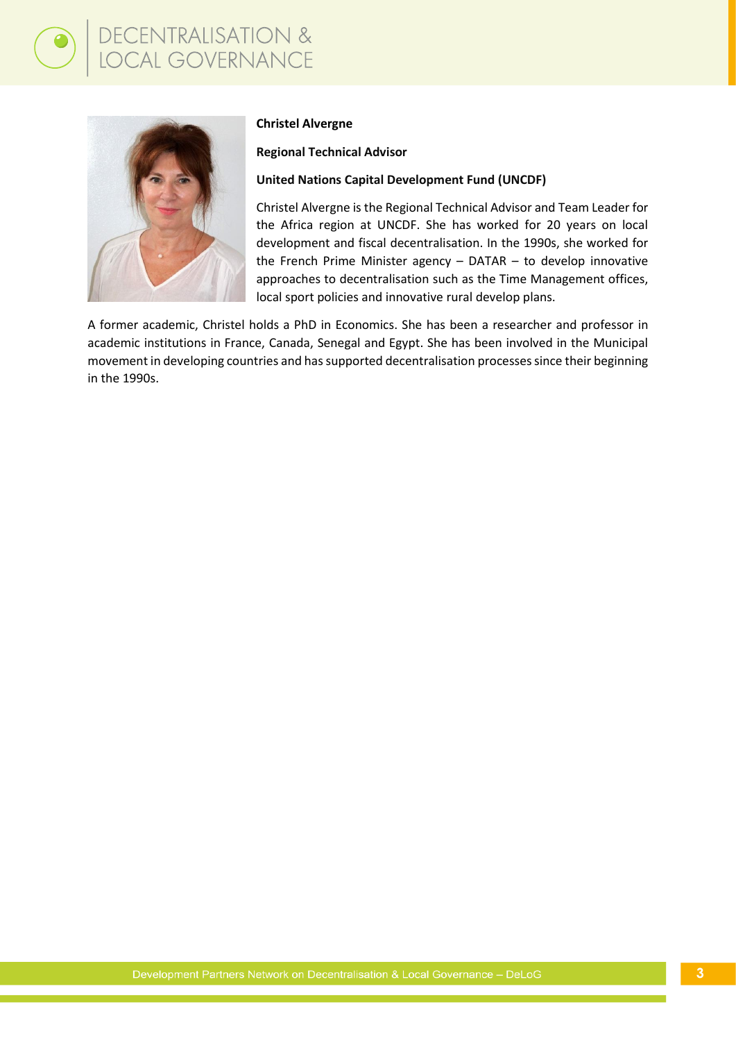**Christel Alvergne**

**Regional Technical Advisor**

**United Nations Capital Development Fund (UNCDF)**

Christel Alvergne is the Regional Technical Advisor and Team Leader for the Africa region at UNCDF. She has worked for 20 years on local development and fiscal decentralisation. In the 1990s, she worked for the French Prime Minister agency – DATAR – to develop innovative approaches to decentralisation such as the Time Management offices, local sport policies and innovative rural develop plans.

A former academic, Christel holds a PhD in Economics. She has been a researcher and professor in academic institutions in France, Canada, Senegal and Egypt. She has been involved in the Municipal movement in developing countries and has supported decentralisation processes since their beginning in the 1990s.